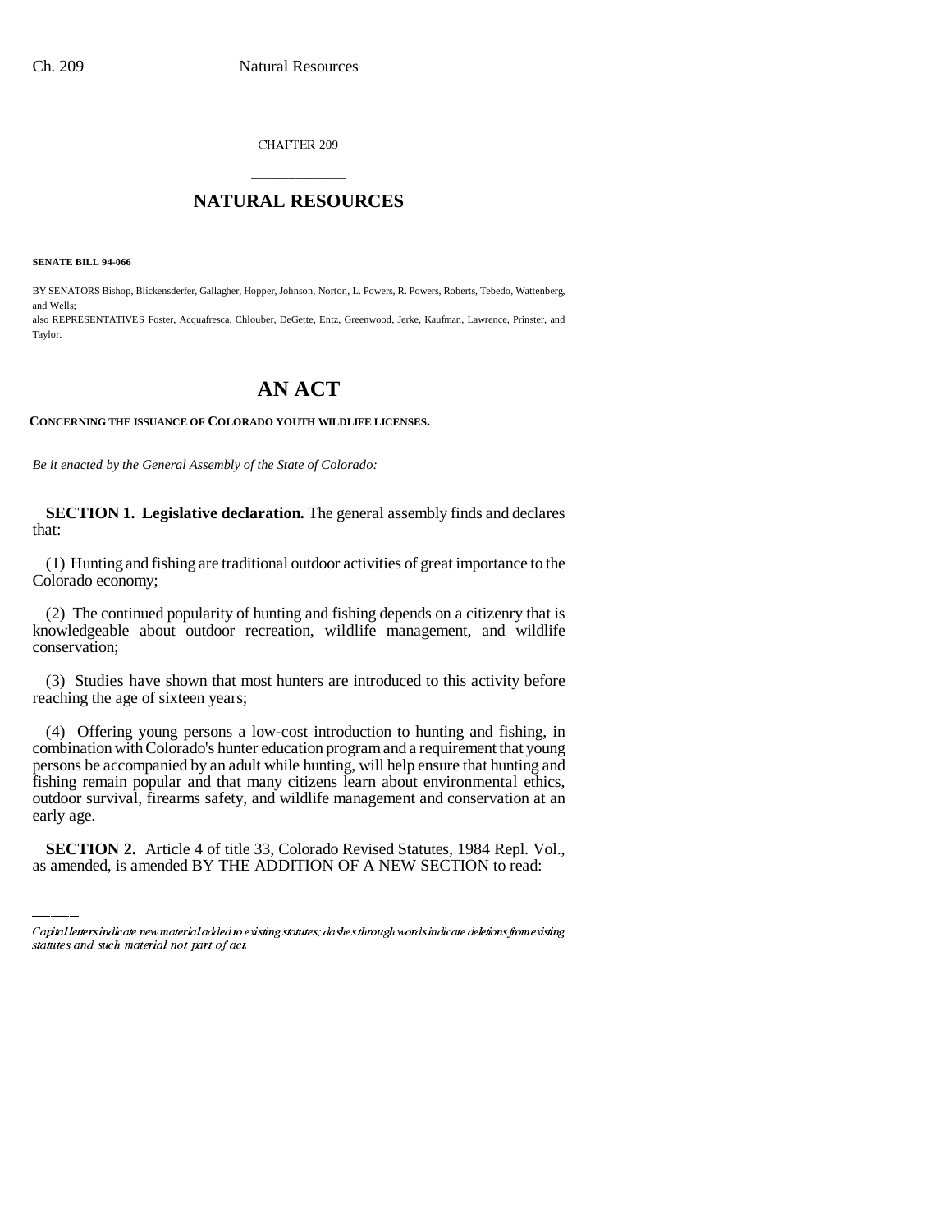CHAPTER 209

# NATURAL RESOURCES

**SENATE BILL 94-066**

BY SENATORS Bishop, Blickensderfer, Gallagher, Hopper, Johnson, Norton, L. Powers, R. Powers, Roberts, Tebedo, Wattenberg, and Wells;
also REPRESENTATIVES Foster, Acquafresca, Chlouber, DeGette, Entz, Greenwood, Jerke, Kaufman, Lawrence, Prinster, and Taylor.

# AN ACT

**CONCERNING THE ISSUANCE OF COLORADO YOUTH WILDLIFE LICENSES.**

*Be it enacted by the General Assembly of the State of Colorado:*

**SECTION 1. Legislative declaration.** The general assembly finds and declares that:

(1) Hunting and fishing are traditional outdoor activities of great importance to the Colorado economy;

(2) The continued popularity of hunting and fishing depends on a citizenry that is knowledgeable about outdoor recreation, wildlife management, and wildlife conservation;

(3) Studies have shown that most hunters are introduced to this activity before reaching the age of sixteen years;

(4) Offering young persons a low-cost introduction to hunting and fishing, in combination with Colorado's hunter education program and a requirement that young persons be accompanied by an adult while hunting, will help ensure that hunting and fishing remain popular and that many citizens learn about environmental ethics, outdoor survival, firearms safety, and wildlife management and conservation at an early age.

**SECTION 2.** Article 4 of title 33, Colorado Revised Statutes, 1984 Repl. Vol., as amended, is amended BY THE ADDITION OF A NEW SECTION to read:

---

*Capital letters indicate new material added to existing statutes; dashes through words indicate deletions from existing statutes and such material not part of act.*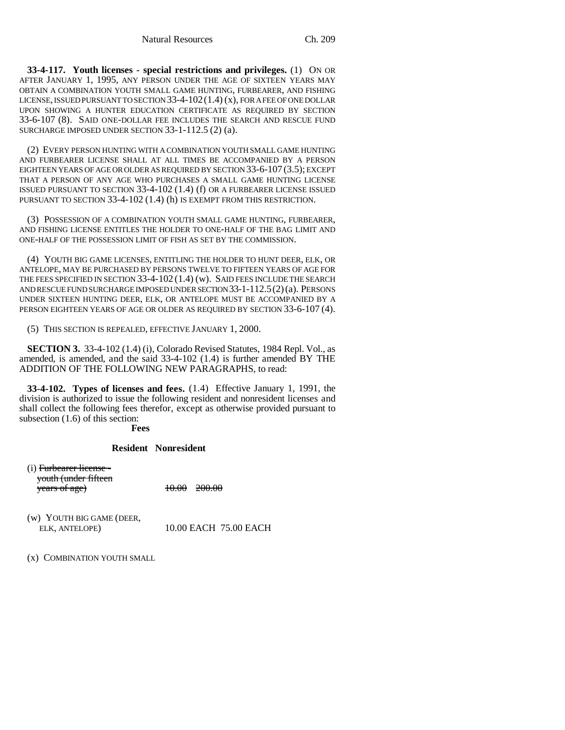**33-4-117. Youth licenses - special restrictions and privileges.** (1) ON OR AFTER JANUARY 1, 1995, ANY PERSON UNDER THE AGE OF SIXTEEN YEARS MAY OBTAIN A COMBINATION YOUTH SMALL GAME HUNTING, FURBEARER, AND FISHING LICENSE, ISSUED PURSUANT TO SECTION 33-4-102 (1.4) (x), FOR A FEE OF ONE DOLLAR UPON SHOWING A HUNTER EDUCATION CERTIFICATE AS REQUIRED BY SECTION 33-6-107 (8). SAID ONE-DOLLAR FEE INCLUDES THE SEARCH AND RESCUE FUND SURCHARGE IMPOSED UNDER SECTION 33-1-112.5 (2) (a).

(2) EVERY PERSON HUNTING WITH A COMBINATION YOUTH SMALL GAME HUNTING AND FURBEARER LICENSE SHALL AT ALL TIMES BE ACCOMPANIED BY A PERSON EIGHTEEN YEARS OF AGE OR OLDER AS REQUIRED BY SECTION 33-6-107 (3.5); EXCEPT THAT A PERSON OF ANY AGE WHO PURCHASES A SMALL GAME HUNTING LICENSE ISSUED PURSUANT TO SECTION 33-4-102 (1.4) (f) OR A FURBEARER LICENSE ISSUED PURSUANT TO SECTION 33-4-102 (1.4) (h) IS EXEMPT FROM THIS RESTRICTION.

(3) POSSESSION OF A COMBINATION YOUTH SMALL GAME HUNTING, FURBEARER, AND FISHING LICENSE ENTITLES THE HOLDER TO ONE-HALF OF THE BAG LIMIT AND ONE-HALF OF THE POSSESSION LIMIT OF FISH AS SET BY THE COMMISSION.

(4) YOUTH BIG GAME LICENSES, ENTITLING THE HOLDER TO HUNT DEER, ELK, OR ANTELOPE, MAY BE PURCHASED BY PERSONS TWELVE TO FIFTEEN YEARS OF AGE FOR THE FEES SPECIFIED IN SECTION 33-4-102 (1.4) (w). SAID FEES INCLUDE THE SEARCH AND RESCUE FUND SURCHARGE IMPOSED UNDER SECTION 33-1-112.5 (2) (a). PERSONS UNDER SIXTEEN HUNTING DEER, ELK, OR ANTELOPE MUST BE ACCOMPANIED BY A PERSON EIGHTEEN YEARS OF AGE OR OLDER AS REQUIRED BY SECTION 33-6-107 (4).

(5) THIS SECTION IS REPEALED, EFFECTIVE JANUARY 1, 2000.

**SECTION 3.** 33-4-102 (1.4) (i), Colorado Revised Statutes, 1984 Repl. Vol., as amended, is amended, and the said 33-4-102 (1.4) is further amended BY THE ADDITION OF THE FOLLOWING NEW PARAGRAPHS, to read:

**33-4-102. Types of licenses and fees.** (1.4) Effective January 1, 1991, the division is authorized to issue the following resident and nonresident licenses and shall collect the following fees therefor, except as otherwise provided pursuant to subsection (1.6) of this section:

| | **Fees** | |
|---|---|---|
| | **Resident** | **Nonresident** |
| (i) ~~Furbearer license - youth (under fifteen years of age)~~ | ~~10.00~~ | ~~200.00~~ |
| (w) YOUTH BIG GAME (DEER, ELK, ANTELOPE) | 10.00 EACH | 75.00 EACH |
| (x) COMBINATION YOUTH SMALL | | |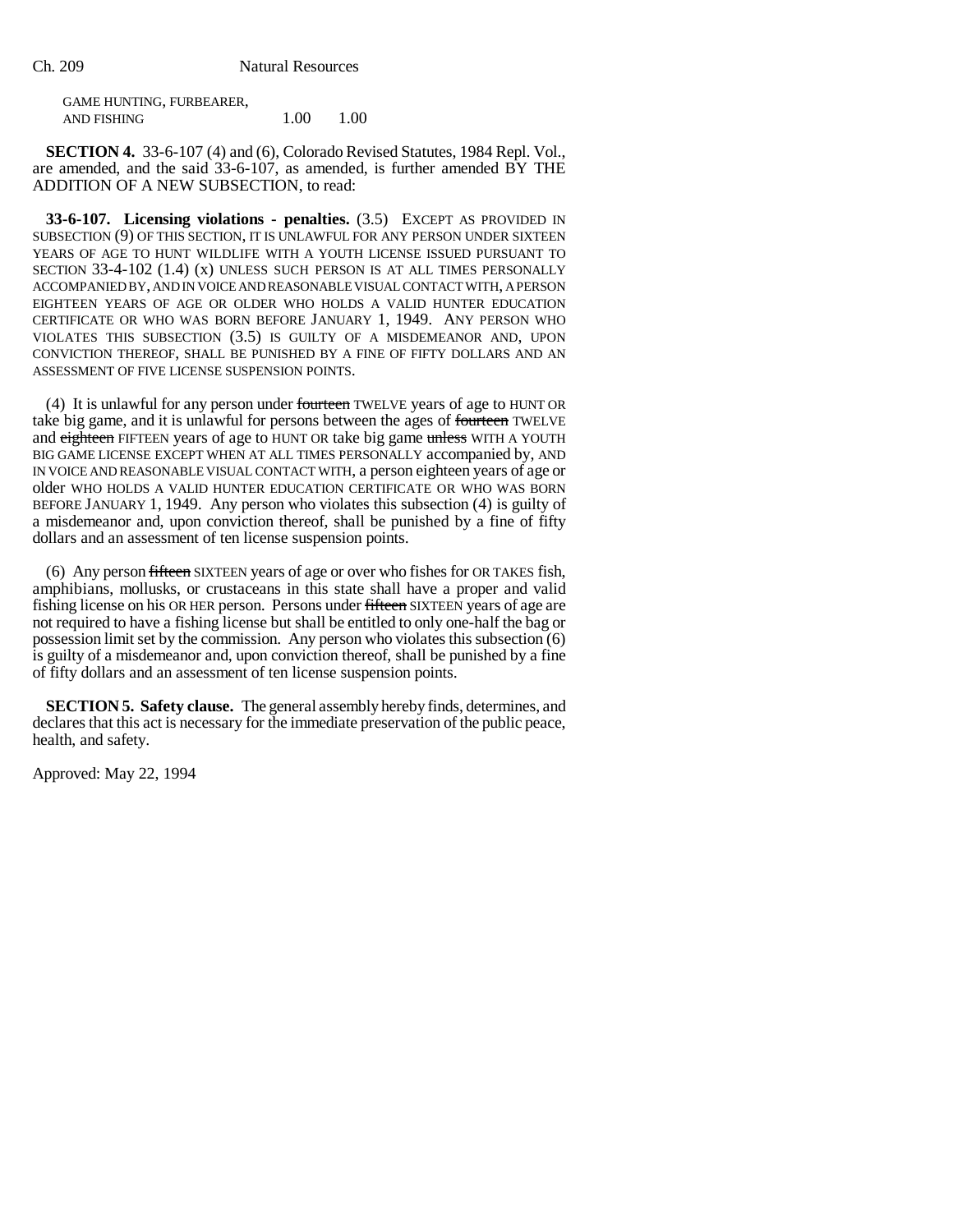| | | |
|---|---|---|
| GAME HUNTING, FURBEARER, AND FISHING | 1.00 | 1.00 |

**SECTION 4.** 33-6-107 (4) and (6), Colorado Revised Statutes, 1984 Repl. Vol., are amended, and the said 33-6-107, as amended, is further amended BY THE ADDITION OF A NEW SUBSECTION, to read:

**33-6-107. Licensing violations - penalties.** (3.5) EXCEPT AS PROVIDED IN SUBSECTION (9) OF THIS SECTION, IT IS UNLAWFUL FOR ANY PERSON UNDER SIXTEEN YEARS OF AGE TO HUNT WILDLIFE WITH A YOUTH LICENSE ISSUED PURSUANT TO SECTION 33-4-102 (1.4) (x) UNLESS SUCH PERSON IS AT ALL TIMES PERSONALLY ACCOMPANIED BY, AND IN VOICE AND REASONABLE VISUAL CONTACT WITH, A PERSON EIGHTEEN YEARS OF AGE OR OLDER WHO HOLDS A VALID HUNTER EDUCATION CERTIFICATE OR WHO WAS BORN BEFORE JANUARY 1, 1949. ANY PERSON WHO VIOLATES THIS SUBSECTION (3.5) IS GUILTY OF A MISDEMEANOR AND, UPON CONVICTION THEREOF, SHALL BE PUNISHED BY A FINE OF FIFTY DOLLARS AND AN ASSESSMENT OF FIVE LICENSE SUSPENSION POINTS.

(4) It is unlawful for any person under ~~fourteen~~ TWELVE years of age to HUNT OR take big game, and it is unlawful for persons between the ages of ~~fourteen~~ TWELVE and ~~eighteen~~ FIFTEEN years of age to HUNT OR take big game ~~unless~~ WITH A YOUTH BIG GAME LICENSE EXCEPT WHEN AT ALL TIMES PERSONALLY accompanied by, AND IN VOICE AND REASONABLE VISUAL CONTACT WITH, a person eighteen years of age or older WHO HOLDS A VALID HUNTER EDUCATION CERTIFICATE OR WHO WAS BORN BEFORE JANUARY 1, 1949. Any person who violates this subsection (4) is guilty of a misdemeanor and, upon conviction thereof, shall be punished by a fine of fifty dollars and an assessment of ten license suspension points.

(6) Any person ~~fifteen~~ SIXTEEN years of age or over who fishes for OR TAKES fish, amphibians, mollusks, or crustaceans in this state shall have a proper and valid fishing license on his OR HER person. Persons under ~~fifteen~~ SIXTEEN years of age are not required to have a fishing license but shall be entitled to only one-half the bag or possession limit set by the commission. Any person who violates this subsection (6) is guilty of a misdemeanor and, upon conviction thereof, shall be punished by a fine of fifty dollars and an assessment of ten license suspension points.

**SECTION 5. Safety clause.** The general assembly hereby finds, determines, and declares that this act is necessary for the immediate preservation of the public peace, health, and safety.

Approved: May 22, 1994